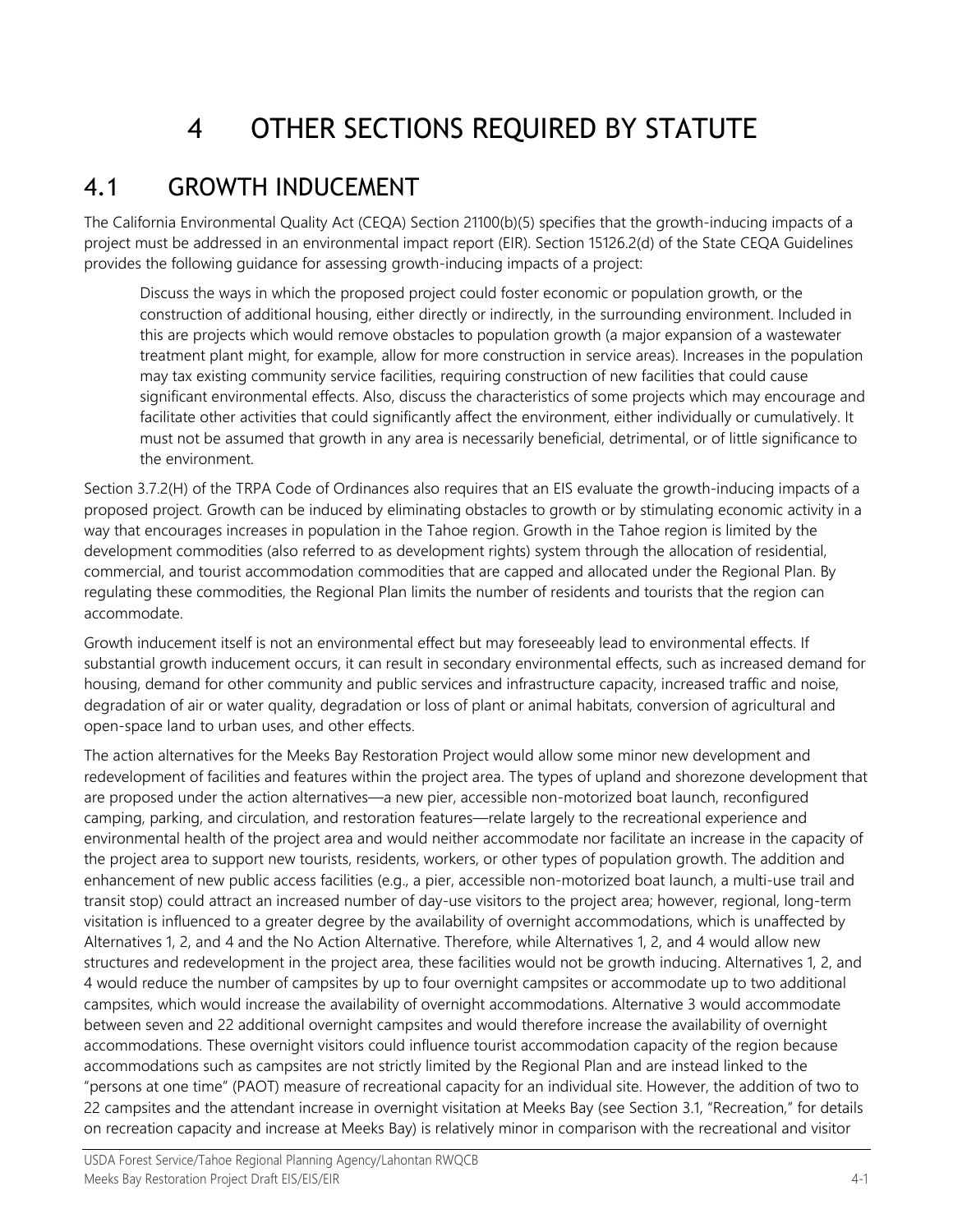# 4 OTHER SECTIONS REQUIRED BY STATUTE

## 4.1 GROWTH INDUCEMENT

The California Environmental Quality Act (CEQA) Section 21100(b)(5) specifies that the growth-inducing impacts of a project must be addressed in an environmental impact report (EIR). Section 15126.2(d) of the State CEQA Guidelines provides the following guidance for assessing growth-inducing impacts of a project:

> Discuss the ways in which the proposed project could foster economic or population growth, or the construction of additional housing, either directly or indirectly, in the surrounding environment. Included in this are projects which would remove obstacles to population growth (a major expansion of a wastewater treatment plant might, for example, allow for more construction in service areas). Increases in the population may tax existing community service facilities, requiring construction of new facilities that could cause significant environmental effects. Also, discuss the characteristics of some projects which may encourage and facilitate other activities that could significantly affect the environment, either individually or cumulatively. It must not be assumed that growth in any area is necessarily beneficial, detrimental, or of little significance to the environment.

Section 3.7.2(H) of the TRPA Code of Ordinances also requires that an EIS evaluate the growth-inducing impacts of a proposed project. Growth can be induced by eliminating obstacles to growth or by stimulating economic activity in a way that encourages increases in population in the Tahoe region. Growth in the Tahoe region is limited by the development commodities (also referred to as development rights) system through the allocation of residential, commercial, and tourist accommodation commodities that are capped and allocated under the Regional Plan. By regulating these commodities, the Regional Plan limits the number of residents and tourists that the region can accommodate.

Growth inducement itself is not an environmental effect but may foreseeably lead to environmental effects. If substantial growth inducement occurs, it can result in secondary environmental effects, such as increased demand for housing, demand for other community and public services and infrastructure capacity, increased traffic and noise, degradation of air or water quality, degradation or loss of plant or animal habitats, conversion of agricultural and open-space land to urban uses, and other effects.

The action alternatives for the Meeks Bay Restoration Project would allow some minor new development and redevelopment of facilities and features within the project area. The types of upland and shorezone development that are proposed under the action alternatives—a new pier, accessible non-motorized boat launch, reconfigured camping, parking, and circulation, and restoration features—relate largely to the recreational experience and environmental health of the project area and would neither accommodate nor facilitate an increase in the capacity of the project area to support new tourists, residents, workers, or other types of population growth. The addition and enhancement of new public access facilities (e.g., a pier, accessible non-motorized boat launch, a multi-use trail and transit stop) could attract an increased number of day-use visitors to the project area; however, regional, long-term visitation is influenced to a greater degree by the availability of overnight accommodations, which is unaffected by Alternatives 1, 2, and 4 and the No Action Alternative. Therefore, while Alternatives 1, 2, and 4 would allow new structures and redevelopment in the project area, these facilities would not be growth inducing. Alternatives 1, 2, and 4 would reduce the number of campsites by up to four overnight campsites or accommodate up to two additional campsites, which would increase the availability of overnight accommodations. Alternative 3 would accommodate between seven and 22 additional overnight campsites and would therefore increase the availability of overnight accommodations. These overnight visitors could influence tourist accommodation capacity of the region because accommodations such as campsites are not strictly limited by the Regional Plan and are instead linked to the "persons at one time" (PAOT) measure of recreational capacity for an individual site. However, the addition of two to 22 campsites and the attendant increase in overnight visitation at Meeks Bay (see Section 3.1, "Recreation," for details on recreation capacity and increase at Meeks Bay) is relatively minor in comparison with the recreational and visitor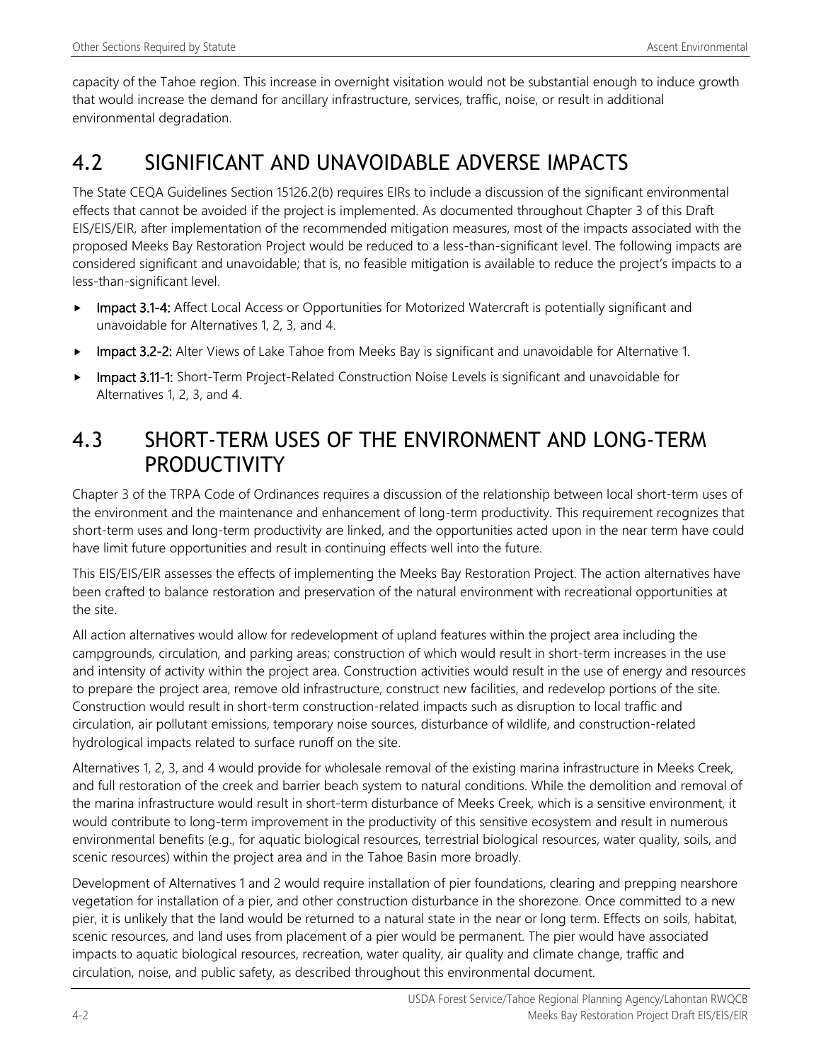capacity of the Tahoe region. This increase in overnight visitation would not be substantial enough to induce growth that would increase the demand for ancillary infrastructure, services, traffic, noise, or result in additional environmental degradation.

## 4.2 SIGNIFICANT AND UNAVOIDABLE ADVERSE IMPACTS

The State CEQA Guidelines Section 15126.2(b) requires EIRs to include a discussion of the significant environmental effects that cannot be avoided if the project is implemented. As documented throughout Chapter 3 of this Draft EIS/EIS/EIR, after implementation of the recommended mitigation measures, most of the impacts associated with the proposed Meeks Bay Restoration Project would be reduced to a less-than-significant level. The following impacts are considered significant and unavoidable; that is, no feasible mitigation is available to reduce the project's impacts to a less-than-significant level.

- **Impact 3.1-4:** Affect Local Access or Opportunities for Motorized Watercraft is potentially significant and unavoidable for Alternatives 1, 2, 3, and 4.
- **Impact 3.2-2:** Alter Views of Lake Tahoe from Meeks Bay is significant and unavoidable for Alternative 1.
- **Impact 3.11-1:** Short-Term Project-Related Construction Noise Levels is significant and unavoidable for Alternatives 1, 2, 3, and 4.

## 4.3 SHORT-TERM USES OF THE ENVIRONMENT AND LONG-TERM PRODUCTIVITY

Chapter 3 of the TRPA Code of Ordinances requires a discussion of the relationship between local short-term uses of the environment and the maintenance and enhancement of long-term productivity. This requirement recognizes that short-term uses and long-term productivity are linked, and the opportunities acted upon in the near term have could have limit future opportunities and result in continuing effects well into the future.

This EIS/EIS/EIR assesses the effects of implementing the Meeks Bay Restoration Project. The action alternatives have been crafted to balance restoration and preservation of the natural environment with recreational opportunities at the site.

All action alternatives would allow for redevelopment of upland features within the project area including the campgrounds, circulation, and parking areas; construction of which would result in short-term increases in the use and intensity of activity within the project area. Construction activities would result in the use of energy and resources to prepare the project area, remove old infrastructure, construct new facilities, and redevelop portions of the site. Construction would result in short-term construction-related impacts such as disruption to local traffic and circulation, air pollutant emissions, temporary noise sources, disturbance of wildlife, and construction-related hydrological impacts related to surface runoff on the site.

Alternatives 1, 2, 3, and 4 would provide for wholesale removal of the existing marina infrastructure in Meeks Creek, and full restoration of the creek and barrier beach system to natural conditions. While the demolition and removal of the marina infrastructure would result in short-term disturbance of Meeks Creek, which is a sensitive environment, it would contribute to long-term improvement in the productivity of this sensitive ecosystem and result in numerous environmental benefits (e.g., for aquatic biological resources, terrestrial biological resources, water quality, soils, and scenic resources) within the project area and in the Tahoe Basin more broadly.

Development of Alternatives 1 and 2 would require installation of pier foundations, clearing and prepping nearshore vegetation for installation of a pier, and other construction disturbance in the shorezone. Once committed to a new pier, it is unlikely that the land would be returned to a natural state in the near or long term. Effects on soils, habitat, scenic resources, and land uses from placement of a pier would be permanent. The pier would have associated impacts to aquatic biological resources, recreation, water quality, air quality and climate change, traffic and circulation, noise, and public safety, as described throughout this environmental document.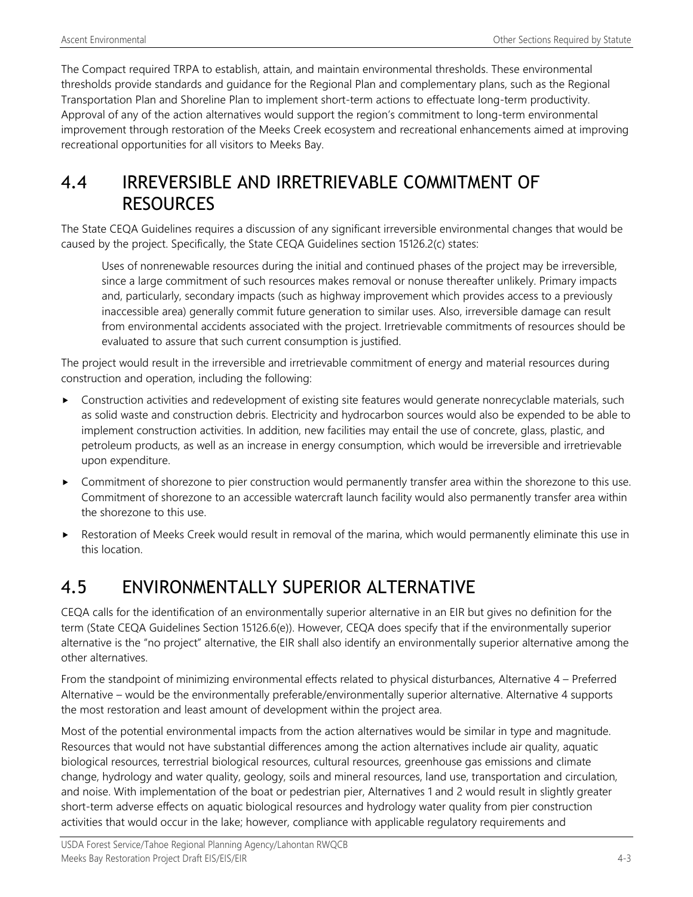The Compact required TRPA to establish, attain, and maintain environmental thresholds. These environmental thresholds provide standards and guidance for the Regional Plan and complementary plans, such as the Regional Transportation Plan and Shoreline Plan to implement short-term actions to effectuate long-term productivity. Approval of any of the action alternatives would support the region's commitment to long-term environmental improvement through restoration of the Meeks Creek ecosystem and recreational enhancements aimed at improving recreational opportunities for all visitors to Meeks Bay.

## 4.4 IRREVERSIBLE AND IRRETRIEVABLE COMMITMENT OF RESOURCES

The State CEQA Guidelines requires a discussion of any significant irreversible environmental changes that would be caused by the project. Specifically, the State CEQA Guidelines section 15126.2(c) states:

> Uses of nonrenewable resources during the initial and continued phases of the project may be irreversible, since a large commitment of such resources makes removal or nonuse thereafter unlikely. Primary impacts and, particularly, secondary impacts (such as highway improvement which provides access to a previously inaccessible area) generally commit future generation to similar uses. Also, irreversible damage can result from environmental accidents associated with the project. Irretrievable commitments of resources should be evaluated to assure that such current consumption is justified.

The project would result in the irreversible and irretrievable commitment of energy and material resources during construction and operation, including the following:

- Construction activities and redevelopment of existing site features would generate nonrecyclable materials, such as solid waste and construction debris. Electricity and hydrocarbon sources would also be expended to be able to implement construction activities. In addition, new facilities may entail the use of concrete, glass, plastic, and petroleum products, as well as an increase in energy consumption, which would be irreversible and irretrievable upon expenditure.
- Commitment of shorezone to pier construction would permanently transfer area within the shorezone to this use. Commitment of shorezone to an accessible watercraft launch facility would also permanently transfer area within the shorezone to this use.
- Restoration of Meeks Creek would result in removal of the marina, which would permanently eliminate this use in this location.

## 4.5 ENVIRONMENTALLY SUPERIOR ALTERNATIVE

CEQA calls for the identification of an environmentally superior alternative in an EIR but gives no definition for the term (State CEQA Guidelines Section 15126.6(e)). However, CEQA does specify that if the environmentally superior alternative is the "no project" alternative, the EIR shall also identify an environmentally superior alternative among the other alternatives.

From the standpoint of minimizing environmental effects related to physical disturbances, Alternative 4 – Preferred Alternative – would be the environmentally preferable/environmentally superior alternative. Alternative 4 supports the most restoration and least amount of development within the project area.

Most of the potential environmental impacts from the action alternatives would be similar in type and magnitude. Resources that would not have substantial differences among the action alternatives include air quality, aquatic biological resources, terrestrial biological resources, cultural resources, greenhouse gas emissions and climate change, hydrology and water quality, geology, soils and mineral resources, land use, transportation and circulation, and noise. With implementation of the boat or pedestrian pier, Alternatives 1 and 2 would result in slightly greater short-term adverse effects on aquatic biological resources and hydrology water quality from pier construction activities that would occur in the lake; however, compliance with applicable regulatory requirements and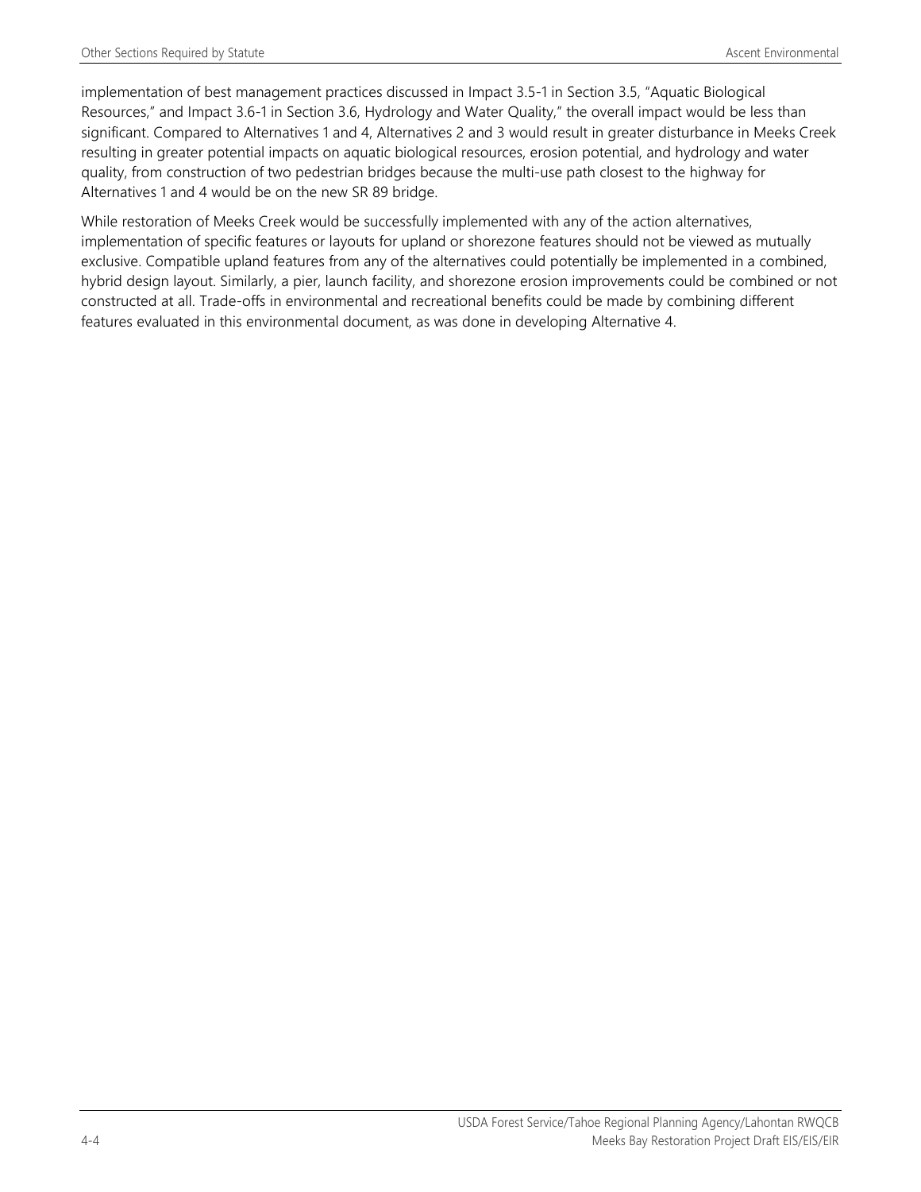implementation of best management practices discussed in Impact 3.5-1 in Section 3.5, "Aquatic Biological Resources," and Impact 3.6-1 in Section 3.6, Hydrology and Water Quality," the overall impact would be less than significant. Compared to Alternatives 1 and 4, Alternatives 2 and 3 would result in greater disturbance in Meeks Creek resulting in greater potential impacts on aquatic biological resources, erosion potential, and hydrology and water quality, from construction of two pedestrian bridges because the multi-use path closest to the highway for Alternatives 1 and 4 would be on the new SR 89 bridge.

While restoration of Meeks Creek would be successfully implemented with any of the action alternatives, implementation of specific features or layouts for upland or shorezone features should not be viewed as mutually exclusive. Compatible upland features from any of the alternatives could potentially be implemented in a combined, hybrid design layout. Similarly, a pier, launch facility, and shorezone erosion improvements could be combined or not constructed at all. Trade-offs in environmental and recreational benefits could be made by combining different features evaluated in this environmental document, as was done in developing Alternative 4.